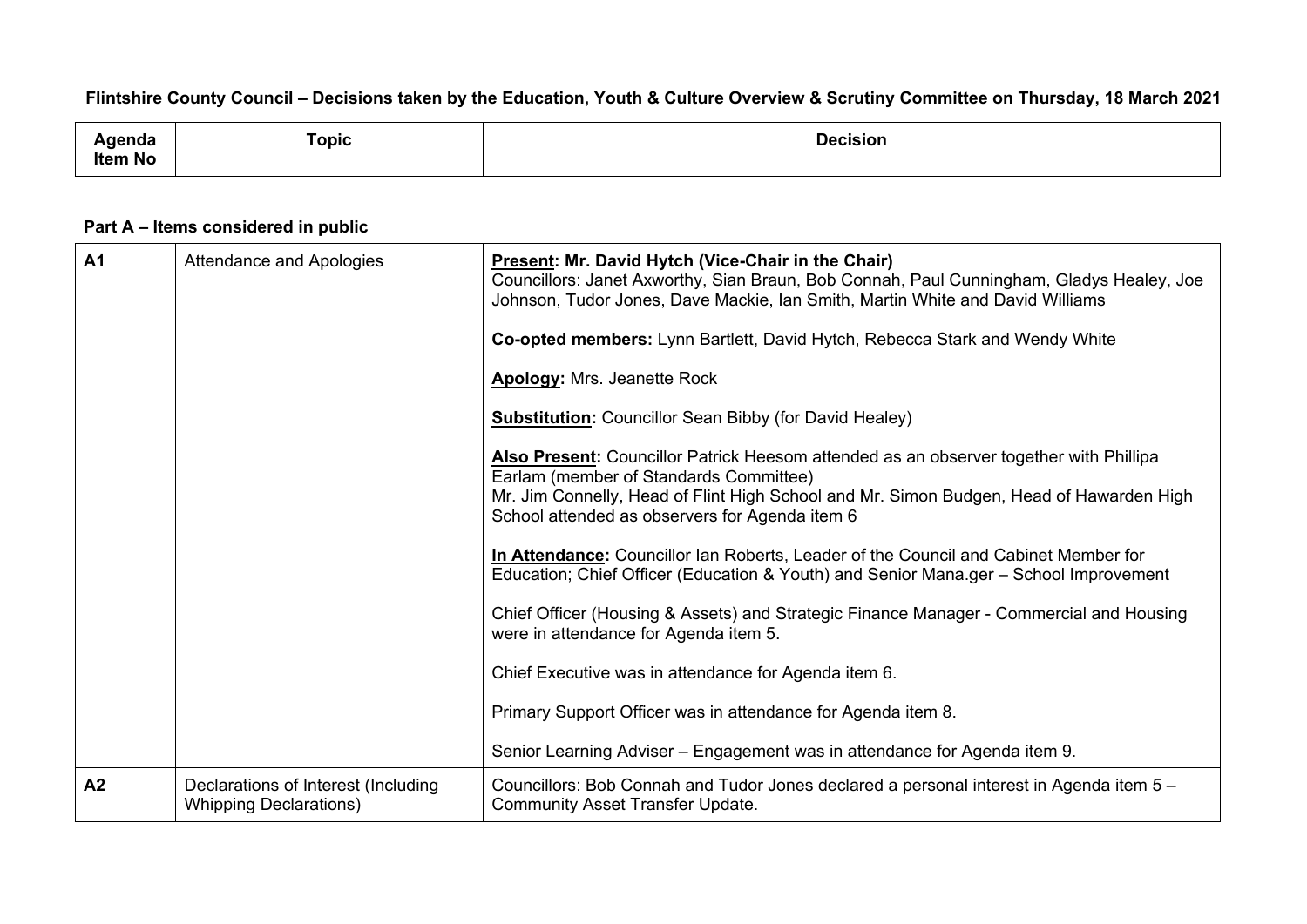**Flintshire County Council – Decisions taken by the Education, Youth & Culture Overview & Scrutiny Committee on Thursday, 18 March 2021**

| Agenda Item No | Topic | Decision |
|---|---|---|

**Part A – Items considered in public**

| | | |
|---|---|---|
| **A1** | Attendance and Apologies | **Present: Mr. David Hytch (Vice-Chair in the Chair)**<br>Councillors: Janet Axworthy, Sian Braun, Bob Connah, Paul Cunningham, Gladys Healey, Joe Johnson, Tudor Jones, Dave Mackie, Ian Smith, Martin White and David Williams<br><br>**Co-opted members:** Lynn Bartlett, David Hytch, Rebecca Stark and Wendy White<br><br>**Apology:** Mrs. Jeanette Rock<br><br>**Substitution:** Councillor Sean Bibby (for David Healey)<br><br>**Also Present:** Councillor Patrick Heesom attended as an observer together with Phillipa Earlam (member of Standards Committee)<br>Mr. Jim Connelly, Head of Flint High School and Mr. Simon Budgen, Head of Hawarden High School attended as observers for Agenda item 6<br><br>**In Attendance:** Councillor Ian Roberts, Leader of the Council and Cabinet Member for Education; Chief Officer (Education & Youth) and Senior Mana.ger – School Improvement<br><br>Chief Officer (Housing & Assets) and Strategic Finance Manager - Commercial and Housing were in attendance for Agenda item 5.<br><br>Chief Executive was in attendance for Agenda item 6.<br><br>Primary Support Officer was in attendance for Agenda item 8.<br><br>Senior Learning Adviser – Engagement was in attendance for Agenda item 9. |
| **A2** | Declarations of Interest (Including Whipping Declarations) | Councillors: Bob Connah and Tudor Jones declared a personal interest in Agenda item 5 – Community Asset Transfer Update. |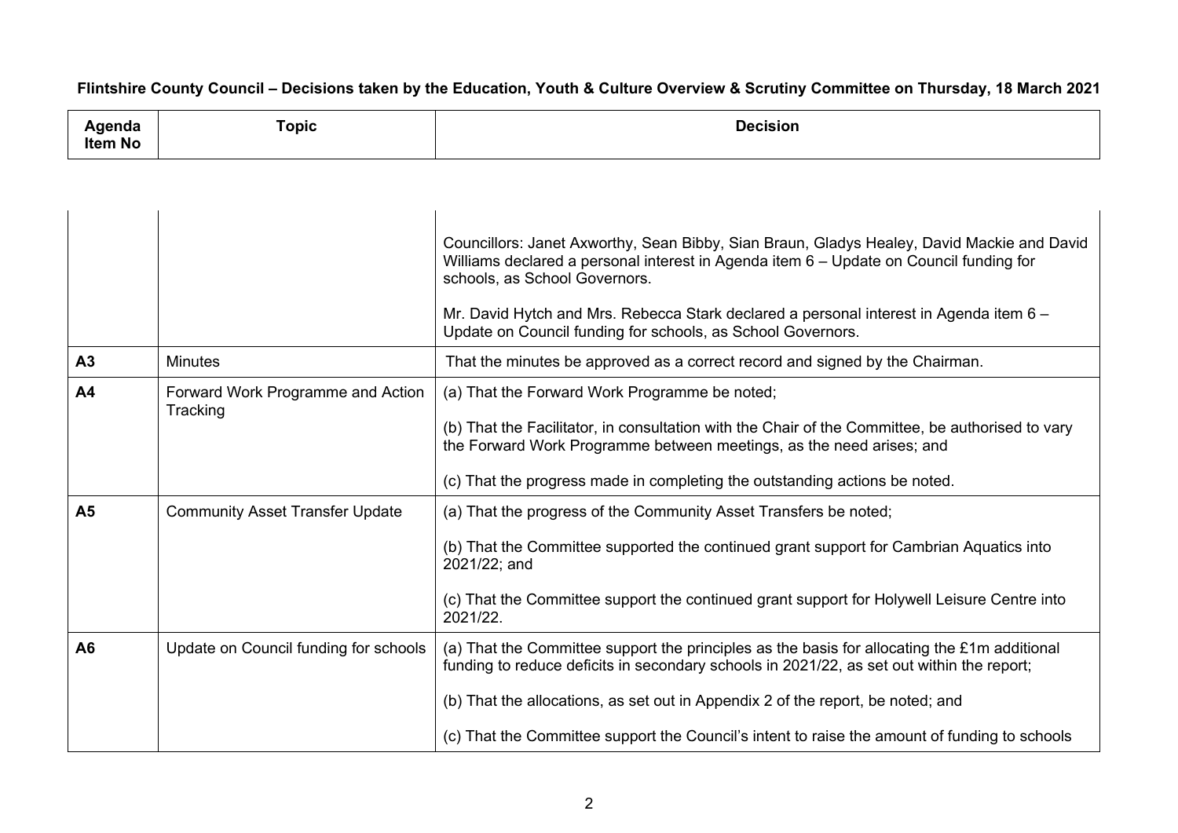**Flintshire County Council – Decisions taken by the Education, Youth & Culture Overview & Scrutiny Committee on Thursday, 18 March 2021**

| Agenda Item No | Topic | Decision |
|---|---|---|
| | | Councillors: Janet Axworthy, Sean Bibby, Sian Braun, Gladys Healey, David Mackie and David Williams declared a personal interest in Agenda item 6 – Update on Council funding for schools, as School Governors.<br><br>Mr. David Hytch and Mrs. Rebecca Stark declared a personal interest in Agenda item 6 – Update on Council funding for schools, as School Governors. |
| **A3** | Minutes | That the minutes be approved as a correct record and signed by the Chairman. |
| **A4** | Forward Work Programme and Action Tracking | (a) That the Forward Work Programme be noted;<br><br>(b) That the Facilitator, in consultation with the Chair of the Committee, be authorised to vary the Forward Work Programme between meetings, as the need arises; and<br><br>(c) That the progress made in completing the outstanding actions be noted. |
| **A5** | Community Asset Transfer Update | (a) That the progress of the Community Asset Transfers be noted;<br><br>(b) That the Committee supported the continued grant support for Cambrian Aquatics into 2021/22; and<br><br>(c) That the Committee support the continued grant support for Holywell Leisure Centre into 2021/22. |
| **A6** | Update on Council funding for schools | (a) That the Committee support the principles as the basis for allocating the £1m additional funding to reduce deficits in secondary schools in 2021/22, as set out within the report;<br><br>(b) That the allocations, as set out in Appendix 2 of the report, be noted; and<br><br>(c) That the Committee support the Council's intent to raise the amount of funding to schools |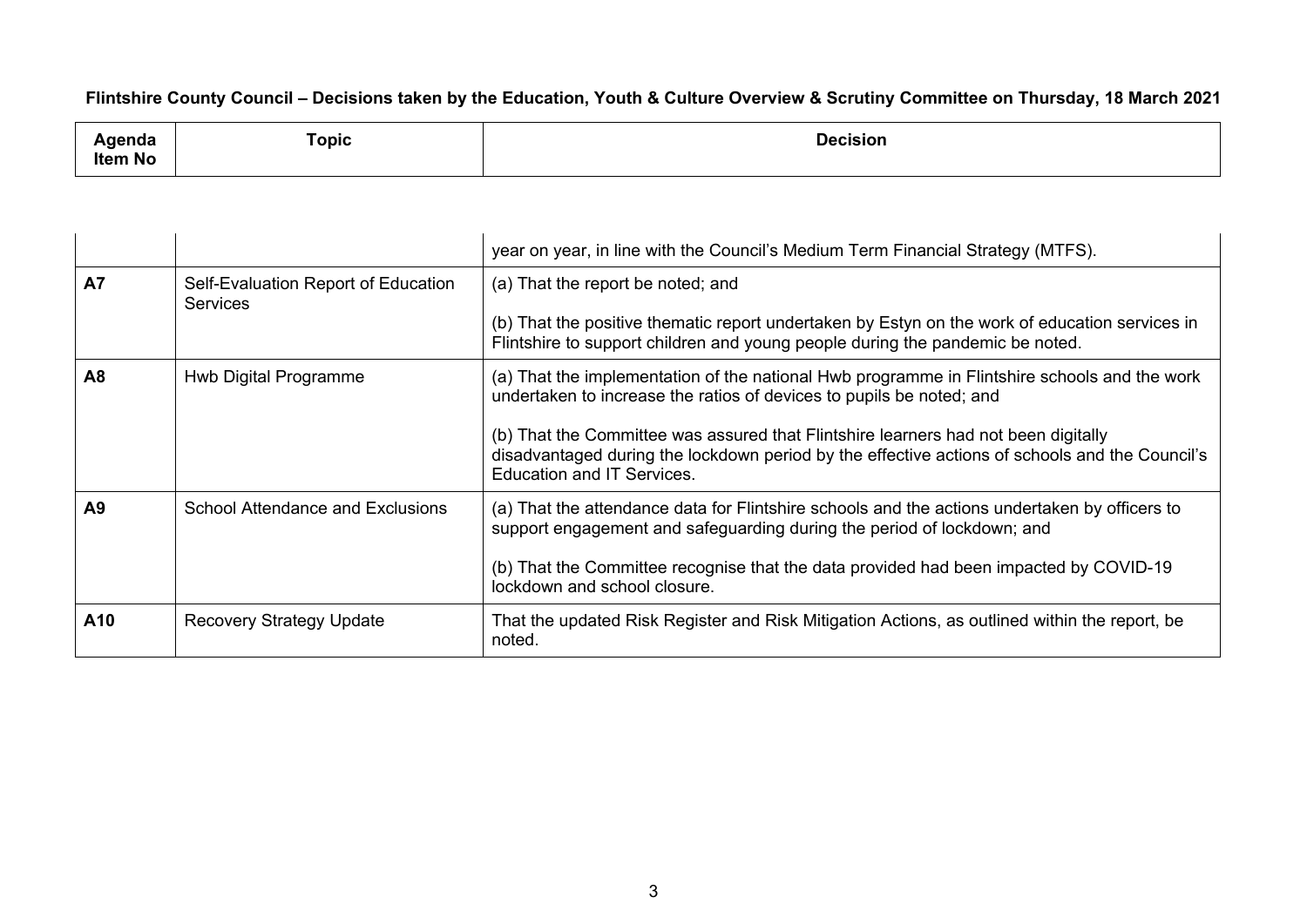**Flintshire County Council – Decisions taken by the Education, Youth & Culture Overview & Scrutiny Committee on Thursday, 18 March 2021**

| Agenda Item No | Topic | Decision |
|---|---|---|
| | | year on year, in line with the Council's Medium Term Financial Strategy (MTFS). |
| **A7** | Self-Evaluation Report of Education Services | (a) That the report be noted; and<br><br>(b) That the positive thematic report undertaken by Estyn on the work of education services in Flintshire to support children and young people during the pandemic be noted. |
| **A8** | Hwb Digital Programme | (a) That the implementation of the national Hwb programme in Flintshire schools and the work undertaken to increase the ratios of devices to pupils be noted; and<br><br>(b) That the Committee was assured that Flintshire learners had not been digitally disadvantaged during the lockdown period by the effective actions of schools and the Council's Education and IT Services. |
| **A9** | School Attendance and Exclusions | (a) That the attendance data for Flintshire schools and the actions undertaken by officers to support engagement and safeguarding during the period of lockdown; and<br><br>(b) That the Committee recognise that the data provided had been impacted by COVID-19 lockdown and school closure. |
| **A10** | Recovery Strategy Update | That the updated Risk Register and Risk Mitigation Actions, as outlined within the report, be noted. |